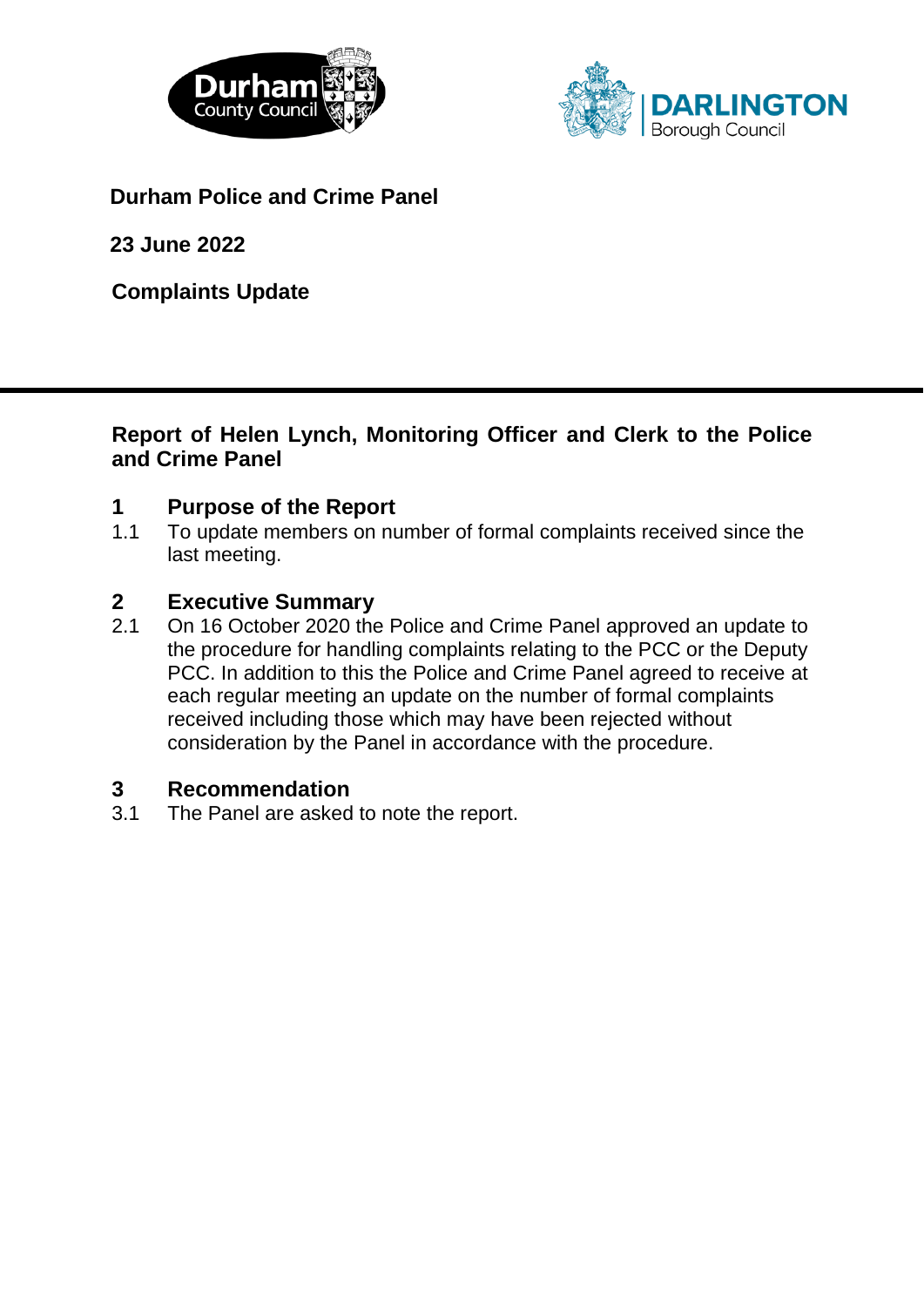**Durham Police and Crime Panel**

**23 June 2022**

**Complaints Update**

---

**Report of Helen Lynch, Monitoring Officer and Clerk to the Police and Crime Panel**

## 1 Purpose of the Report

1.1 To update members on number of formal complaints received since the last meeting.

## 2 Executive Summary

2.1 On 16 October 2020 the Police and Crime Panel approved an update to the procedure for handling complaints relating to the PCC or the Deputy PCC. In addition to this the Police and Crime Panel agreed to receive at each regular meeting an update on the number of formal complaints received including those which may have been rejected without consideration by the Panel in accordance with the procedure.

## 3 Recommendation

3.1 The Panel are asked to note the report.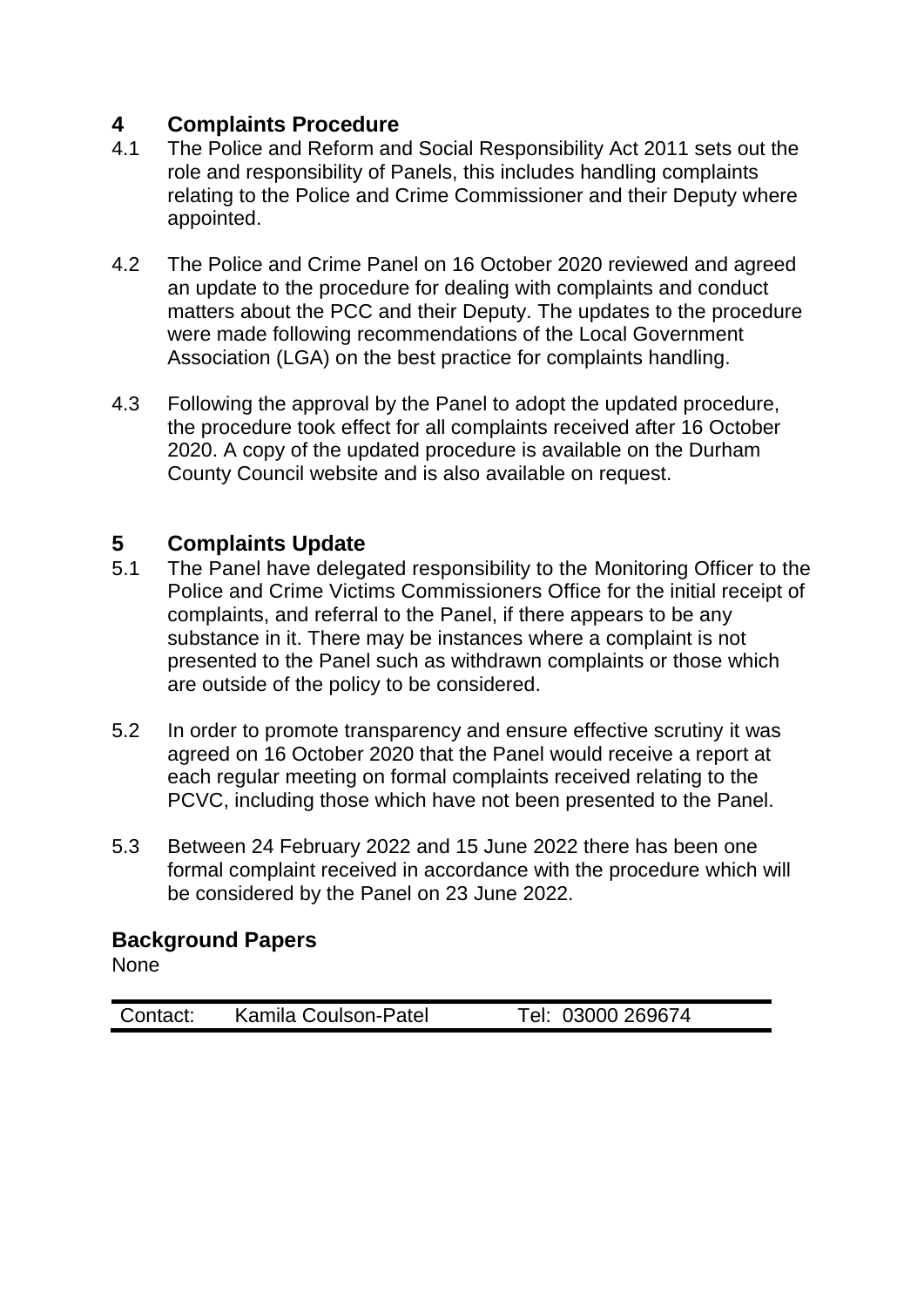## 4 Complaints Procedure

4.1 The Police and Reform and Social Responsibility Act 2011 sets out the role and responsibility of Panels, this includes handling complaints relating to the Police and Crime Commissioner and their Deputy where appointed.

4.2 The Police and Crime Panel on 16 October 2020 reviewed and agreed an update to the procedure for dealing with complaints and conduct matters about the PCC and their Deputy. The updates to the procedure were made following recommendations of the Local Government Association (LGA) on the best practice for complaints handling.

4.3 Following the approval by the Panel to adopt the updated procedure, the procedure took effect for all complaints received after 16 October 2020. A copy of the updated procedure is available on the Durham County Council website and is also available on request.

## 5 Complaints Update

5.1 The Panel have delegated responsibility to the Monitoring Officer to the Police and Crime Victims Commissioners Office for the initial receipt of complaints, and referral to the Panel, if there appears to be any substance in it. There may be instances where a complaint is not presented to the Panel such as withdrawn complaints or those which are outside of the policy to be considered.

5.2 In order to promote transparency and ensure effective scrutiny it was agreed on 16 October 2020 that the Panel would receive a report at each regular meeting on formal complaints received relating to the PCVC, including those which have not been presented to the Panel.

5.3 Between 24 February 2022 and 15 June 2022 there has been one formal complaint received in accordance with the procedure which will be considered by the Panel on 23 June 2022.

### Background Papers

None

| Contact: | Kamila Coulson-Patel | Tel: 03000 269674 |
|---|---|---|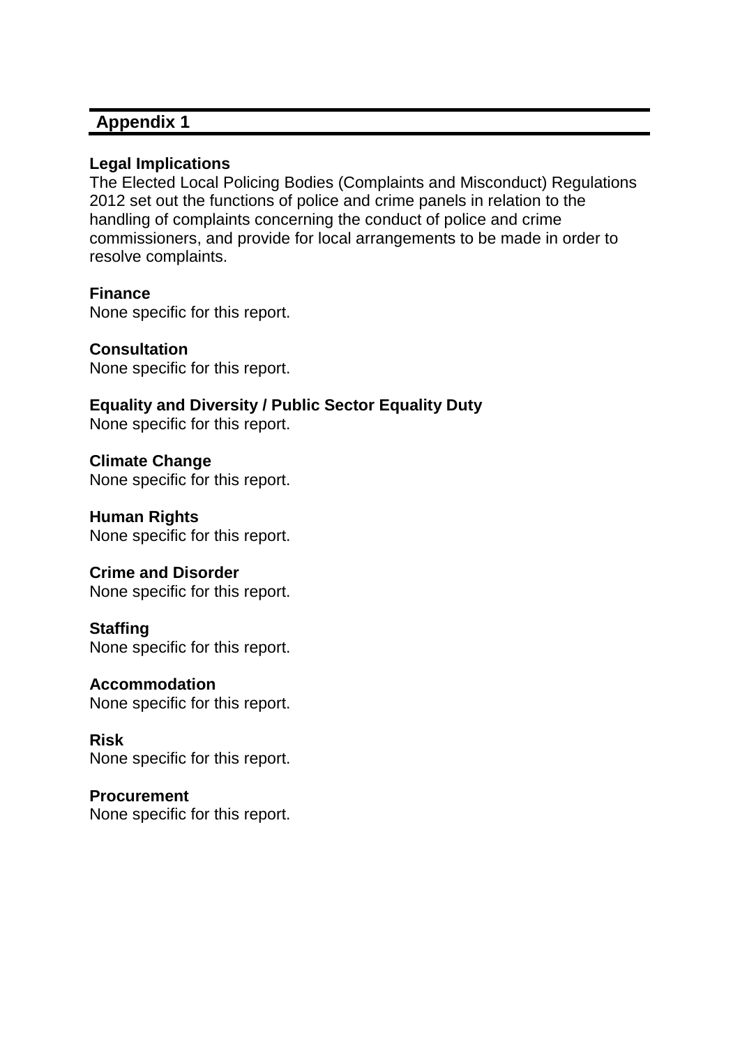## Appendix 1

**Legal Implications**
The Elected Local Policing Bodies (Complaints and Misconduct) Regulations 2012 set out the functions of police and crime panels in relation to the handling of complaints concerning the conduct of police and crime commissioners, and provide for local arrangements to be made in order to resolve complaints.

**Finance**
None specific for this report.

**Consultation**
None specific for this report.

**Equality and Diversity / Public Sector Equality Duty**
None specific for this report.

**Climate Change**
None specific for this report.

**Human Rights**
None specific for this report.

**Crime and Disorder**
None specific for this report.

**Staffing**
None specific for this report.

**Accommodation**
None specific for this report.

**Risk**
None specific for this report.

**Procurement**
None specific for this report.